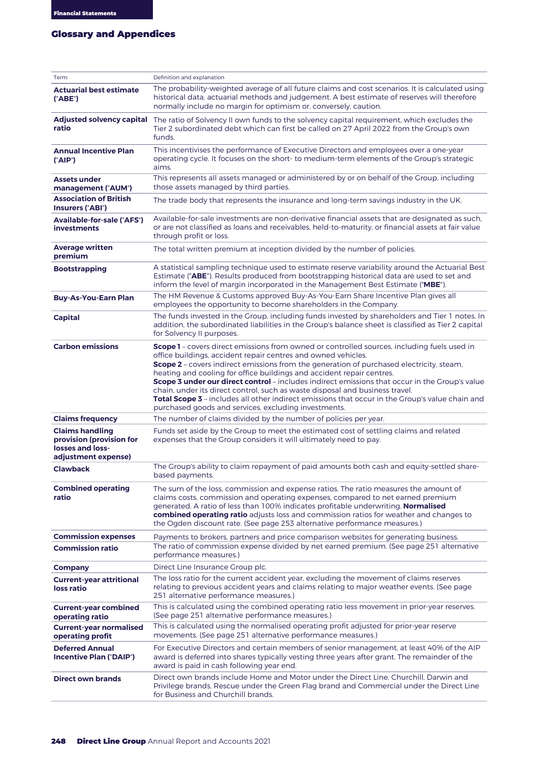## Glossary and Appendices

| Term | Definition and explanation |
|---|---|
| **Actuarial best estimate ("ABE")** | The probability-weighted average of all future claims and cost scenarios. It is calculated using historical data, actuarial methods and judgement. A best estimate of reserves will therefore normally include no margin for optimism or, conversely, caution. |
| **Adjusted solvency capital ratio** | The ratio of Solvency II own funds to the solvency capital requirement, which excludes the Tier 2 subordinated debt which can first be called on 27 April 2022 from the Group's own funds. |
| **Annual Incentive Plan ("AIP")** | This incentivises the performance of Executive Directors and employees over a one-year operating cycle. It focuses on the short- to medium-term elements of the Group's strategic aims. |
| **Assets under management ("AUM")** | This represents all assets managed or administered by or on behalf of the Group, including those assets managed by third parties. |
| **Association of British Insurers ("ABI")** | The trade body that represents the insurance and long-term savings industry in the UK. |
| **Available-for-sale ("AFS") investments** | Available-for-sale investments are non-derivative financial assets that are designated as such, or are not classified as loans and receivables, held-to-maturity, or financial assets at fair value through profit or loss. |
| **Average written premium** | The total written premium at inception divided by the number of policies. |
| **Bootstrapping** | A statistical sampling technique used to estimate reserve variability around the Actuarial Best Estimate ("**ABE**"). Results produced from bootstrapping historical data are used to set and inform the level of margin incorporated in the Management Best Estimate ("**MBE**"). |
| **Buy-As-You-Earn Plan** | The HM Revenue & Customs approved Buy-As-You-Earn Share Incentive Plan gives all employees the opportunity to become shareholders in the Company. |
| **Capital** | The funds invested in the Group, including funds invested by shareholders and Tier 1 notes. In addition, the subordinated liabilities in the Group's balance sheet is classified as Tier 2 capital for Solvency II purposes. |
| **Carbon emissions** | **Scope 1** – covers direct emissions from owned or controlled sources, including fuels used in office buildings, accident repair centres and owned vehicles.<br>**Scope 2** – covers indirect emissions from the generation of purchased electricity, steam, heating and cooling for office buildings and accident repair centres.<br>**Scope 3 under our direct control** – includes indirect emissions that occur in the Group's value chain, under its direct control, such as waste disposal and business travel.<br>**Total Scope 3** – includes all other indirect emissions that occur in the Group's value chain and purchased goods and services, excluding investments. |
| **Claims frequency** | The number of claims divided by the number of policies per year. |
| **Claims handling provision (provision for losses and loss-adjustment expense)** | Funds set aside by the Group to meet the estimated cost of settling claims and related expenses that the Group considers it will ultimately need to pay. |
| **Clawback** | The Group's ability to claim repayment of paid amounts both cash and equity-settled share-based payments. |
| **Combined operating ratio** | The sum of the loss, commission and expense ratios. The ratio measures the amount of claims costs, commission and operating expenses, compared to net earned premium generated. A ratio of less than 100% indicates profitable underwriting. **Normalised combined operating ratio** adjusts loss and commission ratios for weather and changes to the Ogden discount rate. (See page 253 alternative performance measures.) |
| **Commission expenses** | Payments to brokers, partners and price comparison websites for generating business. |
| **Commission ratio** | The ratio of commission expense divided by net earned premium. (See page 251 alternative performance measures.) |
| **Company** | Direct Line Insurance Group plc. |
| **Current-year attritional loss ratio** | The loss ratio for the current accident year, excluding the movement of claims reserves relating to previous accident years and claims relating to major weather events. (See page 251 alternative performance measures.) |
| **Current-year combined operating ratio** | This is calculated using the combined operating ratio less movement in prior-year reserves. (See page 251 alternative performance measures.) |
| **Current-year normalised operating profit** | This is calculated using the normalised operating profit adjusted for prior-year reserve movements. (See page 251 alternative performance measures.) |
| **Deferred Annual Incentive Plan ("DAIP")** | For Executive Directors and certain members of senior management, at least 40% of the AIP award is deferred into shares typically vesting three years after grant. The remainder of the award is paid in cash following year end. |
| **Direct own brands** | Direct own brands include Home and Motor under the Direct Line, Churchill, Darwin and Privilege brands, Rescue under the Green Flag brand and Commercial under the Direct Line for Business and Churchill brands. |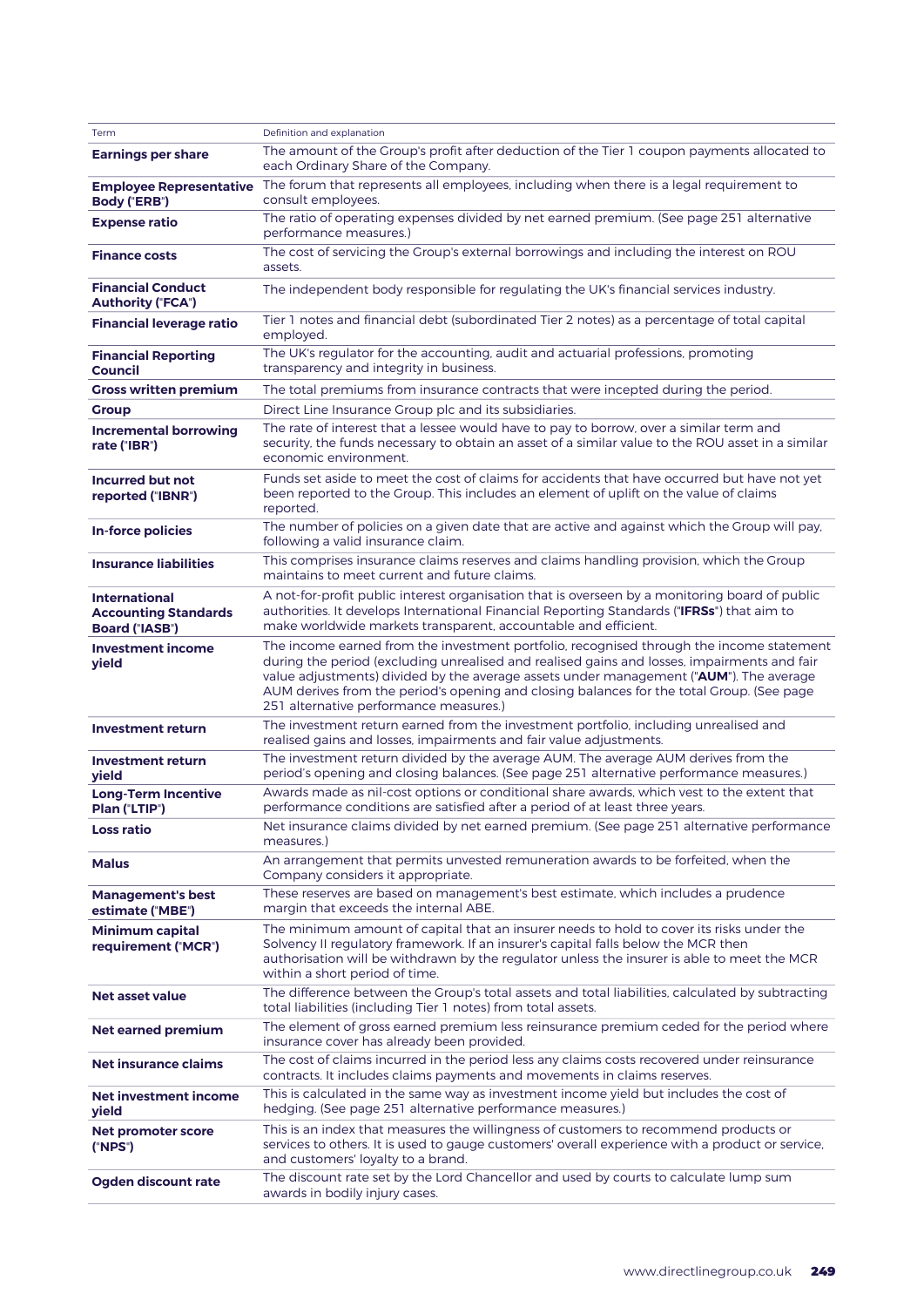| Term | Definition and explanation |
|---|---|
| **Earnings per share** | The amount of the Group's profit after deduction of the Tier 1 coupon payments allocated to each Ordinary Share of the Company. |
| **Employee Representative Body ("ERB")** | The forum that represents all employees, including when there is a legal requirement to consult employees. |
| **Expense ratio** | The ratio of operating expenses divided by net earned premium. (See page 251 alternative performance measures.) |
| **Finance costs** | The cost of servicing the Group's external borrowings and including the interest on ROU assets. |
| **Financial Conduct Authority ("FCA")** | The independent body responsible for regulating the UK's financial services industry. |
| **Financial leverage ratio** | Tier 1 notes and financial debt (subordinated Tier 2 notes) as a percentage of total capital employed. |
| **Financial Reporting Council** | The UK's regulator for the accounting, audit and actuarial professions, promoting transparency and integrity in business. |
| **Gross written premium** | The total premiums from insurance contracts that were incepted during the period. |
| **Group** | Direct Line Insurance Group plc and its subsidiaries. |
| **Incremental borrowing rate ("IBR")** | The rate of interest that a lessee would have to pay to borrow, over a similar term and security, the funds necessary to obtain an asset of a similar value to the ROU asset in a similar economic environment. |
| **Incurred but not reported ("IBNR")** | Funds set aside to meet the cost of claims for accidents that have occurred but have not yet been reported to the Group. This includes an element of uplift on the value of claims reported. |
| **In-force policies** | The number of policies on a given date that are active and against which the Group will pay, following a valid insurance claim. |
| **Insurance liabilities** | This comprises insurance claims reserves and claims handling provision, which the Group maintains to meet current and future claims. |
| **International Accounting Standards Board ("IASB")** | A not-for-profit public interest organisation that is overseen by a monitoring board of public authorities. It develops International Financial Reporting Standards ("**IFRSs**") that aim to make worldwide markets transparent, accountable and efficient. |
| **Investment income yield** | The income earned from the investment portfolio, recognised through the income statement during the period (excluding unrealised and realised gains and losses, impairments and fair value adjustments) divided by the average assets under management ("**AUM**"). The average AUM derives from the period's opening and closing balances for the total Group. (See page 251 alternative performance measures.) |
| **Investment return** | The investment return earned from the investment portfolio, including unrealised and realised gains and losses, impairments and fair value adjustments. |
| **Investment return yield** | The investment return divided by the average AUM. The average AUM derives from the period's opening and closing balances. (See page 251 alternative performance measures.) |
| **Long-Term Incentive Plan ("LTIP")** | Awards made as nil-cost options or conditional share awards, which vest to the extent that performance conditions are satisfied after a period of at least three years. |
| **Loss ratio** | Net insurance claims divided by net earned premium. (See page 251 alternative performance measures.) |
| **Malus** | An arrangement that permits unvested remuneration awards to be forfeited, when the Company considers it appropriate. |
| **Management's best estimate ("MBE")** | These reserves are based on management's best estimate, which includes a prudence margin that exceeds the internal ABE. |
| **Minimum capital requirement ("MCR")** | The minimum amount of capital that an insurer needs to hold to cover its risks under the Solvency II regulatory framework. If an insurer's capital falls below the MCR then authorisation will be withdrawn by the regulator unless the insurer is able to meet the MCR within a short period of time. |
| **Net asset value** | The difference between the Group's total assets and total liabilities, calculated by subtracting total liabilities (including Tier 1 notes) from total assets. |
| **Net earned premium** | The element of gross earned premium less reinsurance premium ceded for the period where insurance cover has already been provided. |
| **Net insurance claims** | The cost of claims incurred in the period less any claims costs recovered under reinsurance contracts. It includes claims payments and movements in claims reserves. |
| **Net investment income yield** | This is calculated in the same way as investment income yield but includes the cost of hedging. (See page 251 alternative performance measures.) |
| **Net promoter score ("NPS")** | This is an index that measures the willingness of customers to recommend products or services to others. It is used to gauge customers' overall experience with a product or service, and customers' loyalty to a brand. |
| **Ogden discount rate** | The discount rate set by the Lord Chancellor and used by courts to calculate lump sum awards in bodily injury cases. |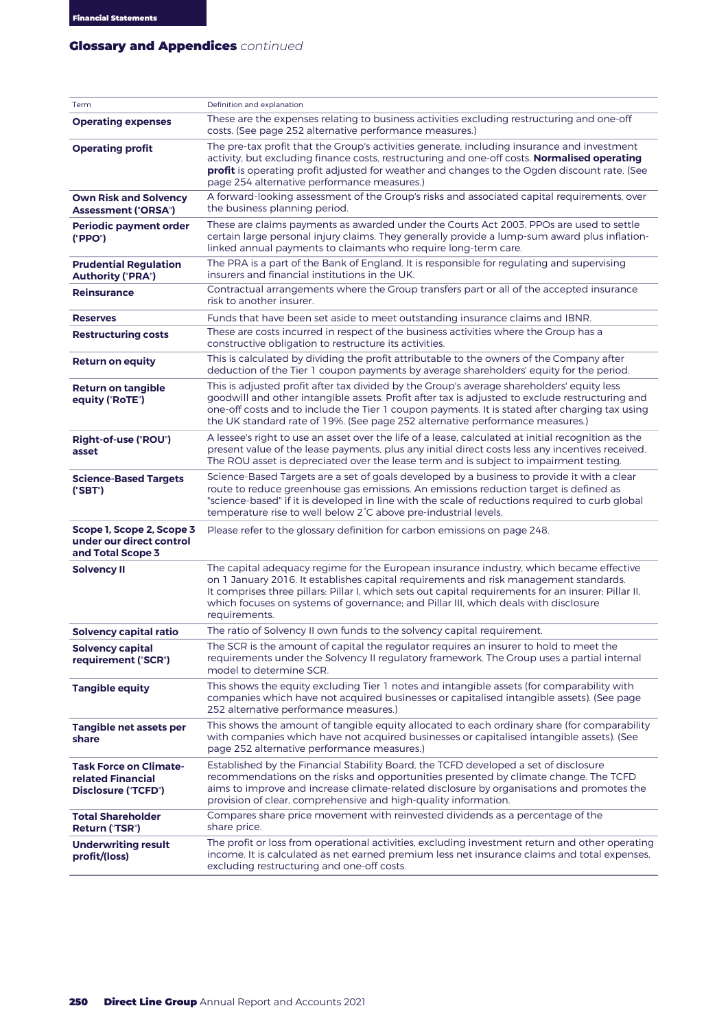## Glossary and Appendies *continued*

| Term | Definition and explanation |
| --- | --- |
| **Operating expenses** | These are the expenses relating to business activities excluding restructuring and one-off costs. (See page 252 alternative performance measures.) |
| **Operating profit** | The pre-tax profit that the Group's activities generate, including insurance and investment activity, but excluding finance costs, restructuring and one-off costs. **Normalised operating profit** is operating profit adjusted for weather and changes to the Ogden discount rate. (See page 254 alternative performance measures.) |
| **Own Risk and Solvency Assessment ("ORSA")** | A forward-looking assessment of the Group's risks and associated capital requirements, over the business planning period. |
| **Periodic payment order ("PPO")** | These are claims payments as awarded under the Courts Act 2003. PPOs are used to settle certain large personal injury claims. They generally provide a lump-sum award plus inflation-linked annual payments to claimants who require long-term care. |
| **Prudential Regulation Authority ("PRA")** | The PRA is a part of the Bank of England. It is responsible for regulating and supervising insurers and financial institutions in the UK. |
| **Reinsurance** | Contractual arrangements where the Group transfers part or all of the accepted insurance risk to another insurer. |
| **Reserves** | Funds that have been set aside to meet outstanding insurance claims and IBNR. |
| **Restructuring costs** | These are costs incurred in respect of the business activities where the Group has a constructive obligation to restructure its activities. |
| **Return on equity** | This is calculated by dividing the profit attributable to the owners of the Company after deduction of the Tier 1 coupon payments by average shareholders' equity for the period. |
| **Return on tangible equity ("RoTE")** | This is adjusted profit after tax divided by the Group's average shareholders' equity less goodwill and other intangible assets. Profit after tax is adjusted to exclude restructuring and one-off costs and to include the Tier 1 coupon payments. It is stated after charging tax using the UK standard rate of 19%. (See page 252 alternative performance measures.) |
| **Right-of-use ("ROU") asset** | A lessee's right to use an asset over the life of a lease, calculated at initial recognition as the present value of the lease payments, plus any initial direct costs less any incentives received. The ROU asset is depreciated over the lease term and is subject to impairment testing. |
| **Science-Based Targets ("SBT")** | Science-Based Targets are a set of goals developed by a business to provide it with a clear route to reduce greenhouse gas emissions. An emissions reduction target is defined as "science-based" if it is developed in line with the scale of reductions required to curb global temperature rise to well below 2°C above pre-industrial levels. |
| **Scope 1, Scope 2, Scope 3 under our direct control and Total Scope 3** | Please refer to the glossary definition for carbon emissions on page 248. |
| **Solvency II** | The capital adequacy regime for the European insurance industry, which became effective on 1 January 2016. It establishes capital requirements and risk management standards. It comprises three pillars: Pillar I, which sets out capital requirements for an insurer; Pillar II, which focuses on systems of governance; and Pillar III, which deals with disclosure requirements. |
| **Solvency capital ratio** | The ratio of Solvency II own funds to the solvency capital requirement. |
| **Solvency capital requirement ("SCR")** | The SCR is the amount of capital the regulator requires an insurer to hold to meet the requirements under the Solvency II regulatory framework. The Group uses a partial internal model to determine SCR. |
| **Tangible equity** | This shows the equity excluding Tier 1 notes and intangible assets (for comparability with companies which have not acquired businesses or capitalised intangible assets). (See page 252 alternative performance measures.) |
| **Tangible net assets per share** | This shows the amount of tangible equity allocated to each ordinary share (for comparability with companies which have not acquired businesses or capitalised intangible assets). (See page 252 alternative performance measures.) |
| **Task Force on Climate-related Financial Disclosure ("TCFD")** | Established by the Financial Stability Board, the TCFD developed a set of disclosure recommendations on the risks and opportunities presented by climate change. The TCFD aims to improve and increase climate-related disclosure by organisations and promotes the provision of clear, comprehensive and high-quality information. |
| **Total Shareholder Return ("TSR")** | Compares share price movement with reinvested dividends as a percentage of the share price. |
| **Underwriting result profit/(loss)** | The profit or loss from operational activities, excluding investment return and other operating income. It is calculated as net earned premium less net insurance claims and total expenses, excluding restructuring and one-off costs. |